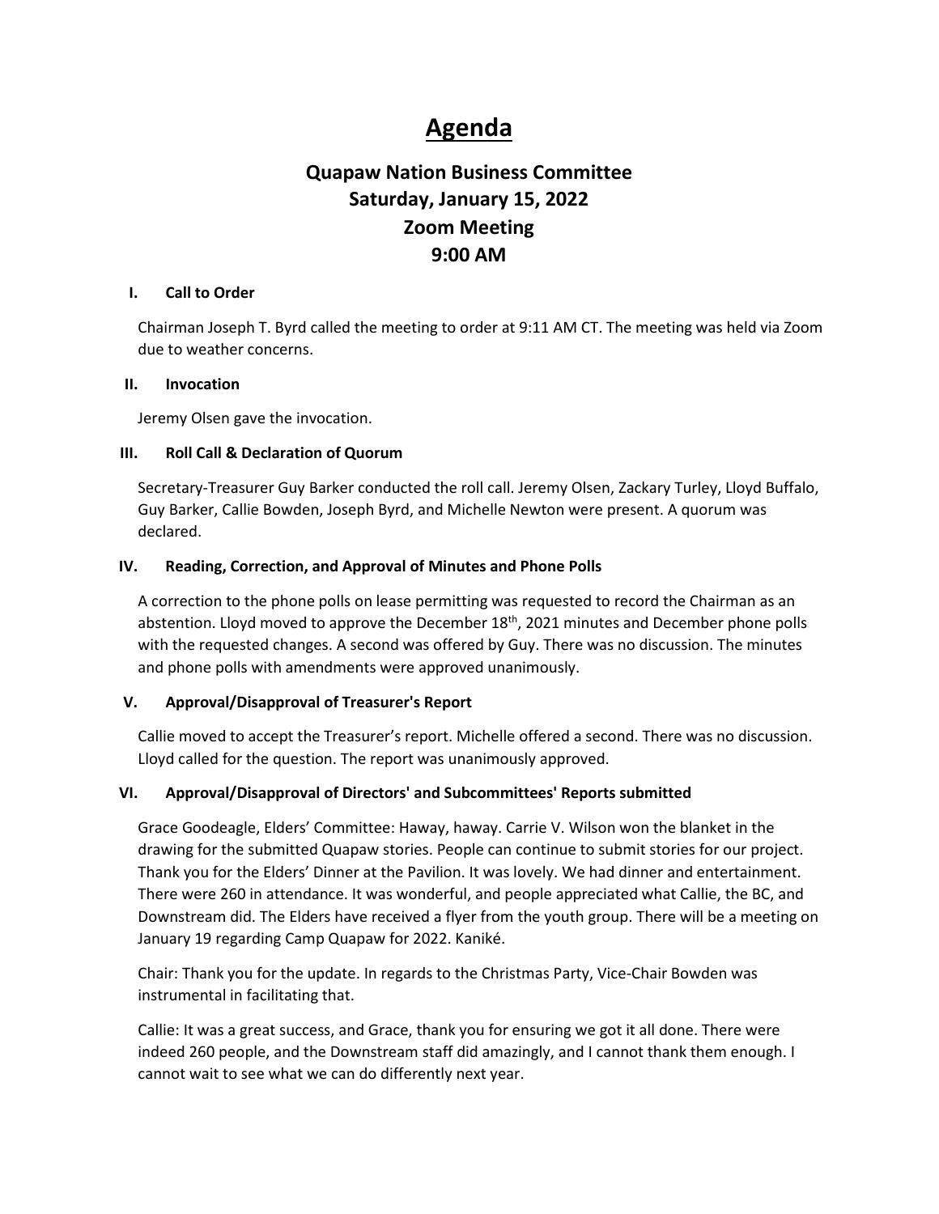# Agenda

## Quapaw Nation Business Committee
## Saturday, January 15, 2022
## Zoom Meeting
## 9:00 AM

### I. Call to Order

Chairman Joseph T. Byrd called the meeting to order at 9:11 AM CT. The meeting was held via Zoom due to weather concerns.

### II. Invocation

Jeremy Olsen gave the invocation.

### III. Roll Call & Declaration of Quorum

Secretary-Treasurer Guy Barker conducted the roll call. Jeremy Olsen, Zackary Turley, Lloyd Buffalo, Guy Barker, Callie Bowden, Joseph Byrd, and Michelle Newton were present. A quorum was declared.

### IV. Reading, Correction, and Approval of Minutes and Phone Polls

A correction to the phone polls on lease permitting was requested to record the Chairman as an abstention. Lloyd moved to approve the December 18th, 2021 minutes and December phone polls with the requested changes. A second was offered by Guy. There was no discussion. The minutes and phone polls with amendments were approved unanimously.

### V. Approval/Disapproval of Treasurer's Report

Callie moved to accept the Treasurer's report. Michelle offered a second. There was no discussion. Lloyd called for the question. The report was unanimously approved.

### VI. Approval/Disapproval of Directors' and Subcommittees' Reports submitted

Grace Goodeagle, Elders' Committee: Haway, haway. Carrie V. Wilson won the blanket in the drawing for the submitted Quapaw stories. People can continue to submit stories for our project. Thank you for the Elders' Dinner at the Pavilion. It was lovely. We had dinner and entertainment. There were 260 in attendance. It was wonderful, and people appreciated what Callie, the BC, and Downstream did. The Elders have received a flyer from the youth group. There will be a meeting on January 19 regarding Camp Quapaw for 2022. Kaniké.

Chair: Thank you for the update. In regards to the Christmas Party, Vice-Chair Bowden was instrumental in facilitating that.

Callie: It was a great success, and Grace, thank you for ensuring we got it all done. There were indeed 260 people, and the Downstream staff did amazingly, and I cannot thank them enough. I cannot wait to see what we can do differently next year.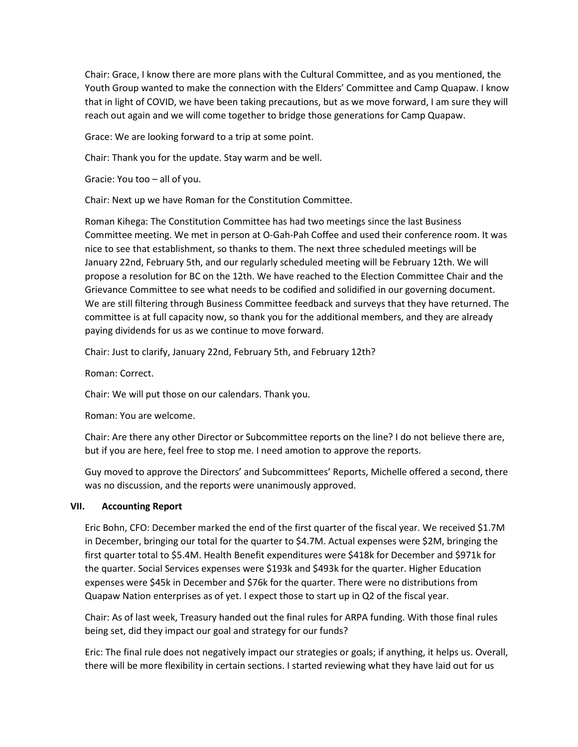Chair: Grace, I know there are more plans with the Cultural Committee, and as you mentioned, the Youth Group wanted to make the connection with the Elders' Committee and Camp Quapaw. I know that in light of COVID, we have been taking precautions, but as we move forward, I am sure they will reach out again and we will come together to bridge those generations for Camp Quapaw.

Grace: We are looking forward to a trip at some point.

Chair: Thank you for the update. Stay warm and be well.

Gracie: You too – all of you.

Chair: Next up we have Roman for the Constitution Committee.

Roman Kihega: The Constitution Committee has had two meetings since the last Business Committee meeting. We met in person at O-Gah-Pah Coffee and used their conference room. It was nice to see that establishment, so thanks to them. The next three scheduled meetings will be January 22nd, February 5th, and our regularly scheduled meeting will be February 12th. We will propose a resolution for BC on the 12th. We have reached to the Election Committee Chair and the Grievance Committee to see what needs to be codified and solidified in our governing document. We are still filtering through Business Committee feedback and surveys that they have returned. The committee is at full capacity now, so thank you for the additional members, and they are already paying dividends for us as we continue to move forward.

Chair: Just to clarify, January 22nd, February 5th, and February 12th?

Roman: Correct.

Chair: We will put those on our calendars. Thank you.

Roman: You are welcome.

Chair: Are there any other Director or Subcommittee reports on the line? I do not believe there are, but if you are here, feel free to stop me. I need amotion to approve the reports.

Guy moved to approve the Directors' and Subcommittees' Reports, Michelle offered a second, there was no discussion, and the reports were unanimously approved.

## VII. Accounting Report

Eric Bohn, CFO: December marked the end of the first quarter of the fiscal year. We received $1.7M in December, bringing our total for the quarter to $4.7M. Actual expenses were $2M, bringing the first quarter total to $5.4M. Health Benefit expenditures were $418k for December and $971k for the quarter. Social Services expenses were $193k and $493k for the quarter. Higher Education expenses were $45k in December and $76k for the quarter. There were no distributions from Quapaw Nation enterprises as of yet. I expect those to start up in Q2 of the fiscal year.

Chair: As of last week, Treasury handed out the final rules for ARPA funding. With those final rules being set, did they impact our goal and strategy for our funds?

Eric: The final rule does not negatively impact our strategies or goals; if anything, it helps us. Overall, there will be more flexibility in certain sections. I started reviewing what they have laid out for us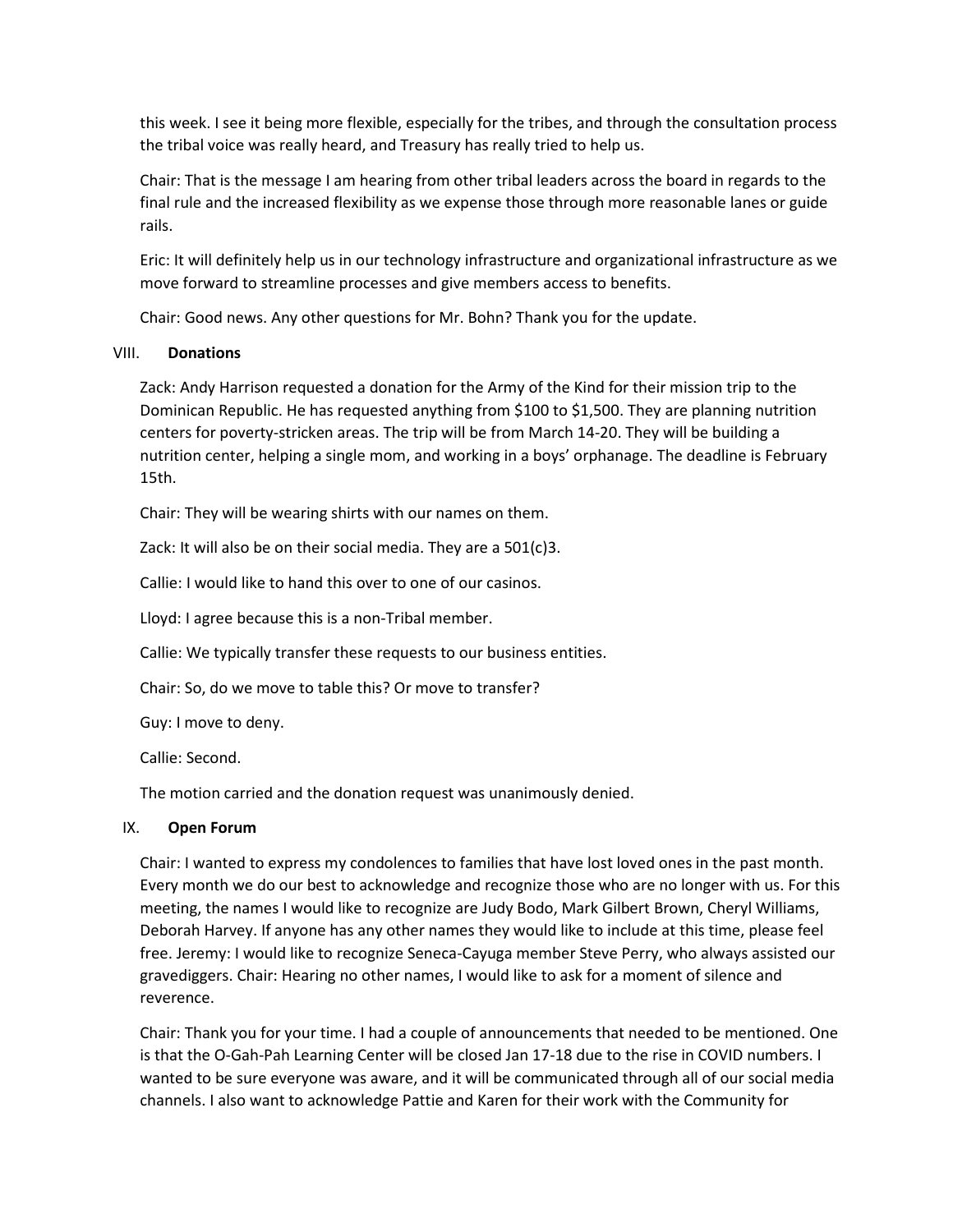this week. I see it being more flexible, especially for the tribes, and through the consultation process the tribal voice was really heard, and Treasury has really tried to help us.

Chair: That is the message I am hearing from other tribal leaders across the board in regards to the final rule and the increased flexibility as we expense those through more reasonable lanes or guide rails.

Eric: It will definitely help us in our technology infrastructure and organizational infrastructure as we move forward to streamline processes and give members access to benefits.

Chair: Good news. Any other questions for Mr. Bohn? Thank you for the update.

VIII. **Donations**

Zack: Andy Harrison requested a donation for the Army of the Kind for their mission trip to the Dominican Republic. He has requested anything from $100 to $1,500. They are planning nutrition centers for poverty-stricken areas. The trip will be from March 14-20. They will be building a nutrition center, helping a single mom, and working in a boys' orphanage. The deadline is February 15th.

Chair: They will be wearing shirts with our names on them.

Zack: It will also be on their social media. They are a 501(c)3.

Callie: I would like to hand this over to one of our casinos.

Lloyd: I agree because this is a non-Tribal member.

Callie: We typically transfer these requests to our business entities.

Chair: So, do we move to table this? Or move to transfer?

Guy: I move to deny.

Callie: Second.

The motion carried and the donation request was unanimously denied.

IX. **Open Forum**

Chair: I wanted to express my condolences to families that have lost loved ones in the past month. Every month we do our best to acknowledge and recognize those who are no longer with us. For this meeting, the names I would like to recognize are Judy Bodo, Mark Gilbert Brown, Cheryl Williams, Deborah Harvey. If anyone has any other names they would like to include at this time, please feel free. Jeremy: I would like to recognize Seneca-Cayuga member Steve Perry, who always assisted our gravediggers. Chair: Hearing no other names, I would like to ask for a moment of silence and reverence.

Chair: Thank you for your time. I had a couple of announcements that needed to be mentioned. One is that the O-Gah-Pah Learning Center will be closed Jan 17-18 due to the rise in COVID numbers. I wanted to be sure everyone was aware, and it will be communicated through all of our social media channels. I also want to acknowledge Pattie and Karen for their work with the Community for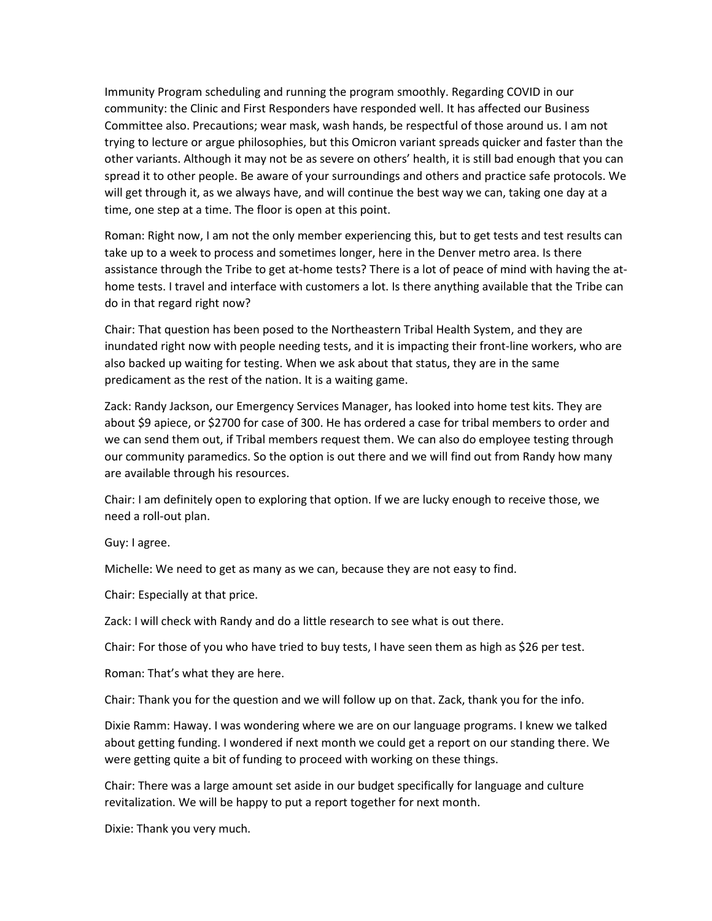Immunity Program scheduling and running the program smoothly. Regarding COVID in our community: the Clinic and First Responders have responded well. It has affected our Business Committee also. Precautions; wear mask, wash hands, be respectful of those around us. I am not trying to lecture or argue philosophies, but this Omicron variant spreads quicker and faster than the other variants. Although it may not be as severe on others' health, it is still bad enough that you can spread it to other people. Be aware of your surroundings and others and practice safe protocols. We will get through it, as we always have, and will continue the best way we can, taking one day at a time, one step at a time. The floor is open at this point.

Roman: Right now, I am not the only member experiencing this, but to get tests and test results can take up to a week to process and sometimes longer, here in the Denver metro area. Is there assistance through the Tribe to get at-home tests? There is a lot of peace of mind with having the at-home tests. I travel and interface with customers a lot. Is there anything available that the Tribe can do in that regard right now?

Chair: That question has been posed to the Northeastern Tribal Health System, and they are inundated right now with people needing tests, and it is impacting their front-line workers, who are also backed up waiting for testing. When we ask about that status, they are in the same predicament as the rest of the nation. It is a waiting game.

Zack: Randy Jackson, our Emergency Services Manager, has looked into home test kits. They are about $9 apiece, or $2700 for case of 300. He has ordered a case for tribal members to order and we can send them out, if Tribal members request them. We can also do employee testing through our community paramedics. So the option is out there and we will find out from Randy how many are available through his resources.

Chair: I am definitely open to exploring that option. If we are lucky enough to receive those, we need a roll-out plan.

Guy: I agree.

Michelle: We need to get as many as we can, because they are not easy to find.

Chair: Especially at that price.

Zack: I will check with Randy and do a little research to see what is out there.

Chair: For those of you who have tried to buy tests, I have seen them as high as $26 per test.

Roman: That's what they are here.

Chair: Thank you for the question and we will follow up on that. Zack, thank you for the info.

Dixie Ramm: Haway. I was wondering where we are on our language programs. I knew we talked about getting funding. I wondered if next month we could get a report on our standing there. We were getting quite a bit of funding to proceed with working on these things.

Chair: There was a large amount set aside in our budget specifically for language and culture revitalization. We will be happy to put a report together for next month.

Dixie: Thank you very much.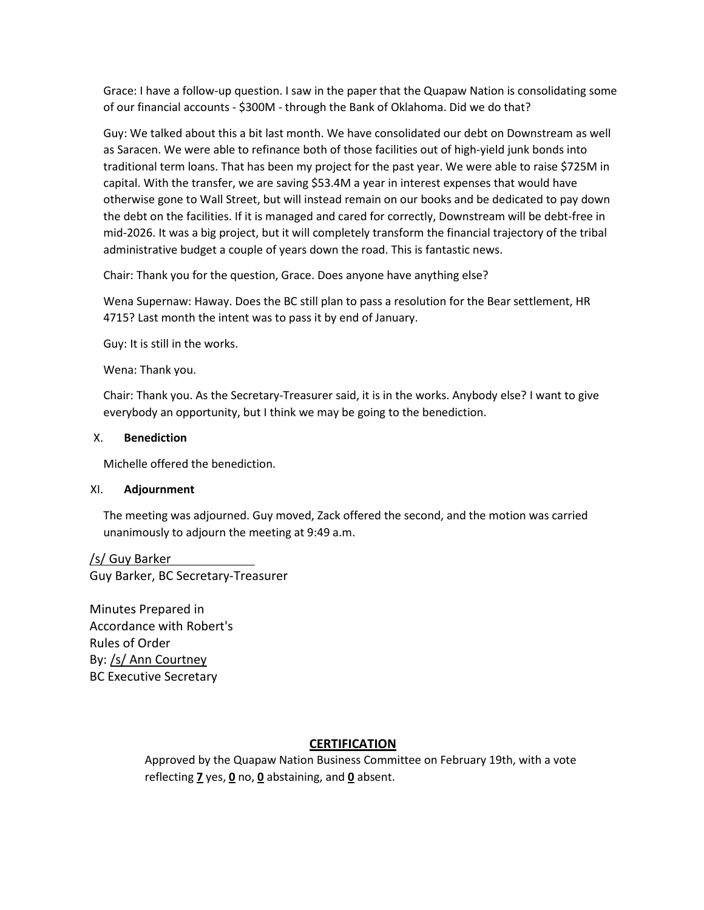Grace: I have a follow-up question. I saw in the paper that the Quapaw Nation is consolidating some of our financial accounts - $300M - through the Bank of Oklahoma. Did we do that?

Guy: We talked about this a bit last month. We have consolidated our debt on Downstream as well as Saracen. We were able to refinance both of those facilities out of high-yield junk bonds into traditional term loans. That has been my project for the past year. We were able to raise $725M in capital. With the transfer, we are saving $53.4M a year in interest expenses that would have otherwise gone to Wall Street, but will instead remain on our books and be dedicated to pay down the debt on the facilities. If it is managed and cared for correctly, Downstream will be debt-free in mid-2026. It was a big project, but it will completely transform the financial trajectory of the tribal administrative budget a couple of years down the road. This is fantastic news.

Chair: Thank you for the question, Grace. Does anyone have anything else?

Wena Supernaw: Haway. Does the BC still plan to pass a resolution for the Bear settlement, HR 4715? Last month the intent was to pass it by end of January.

Guy: It is still in the works.

Wena: Thank you.

Chair: Thank you. As the Secretary-Treasurer said, it is in the works. Anybody else? I want to give everybody an opportunity, but I think we may be going to the benediction.

## X. **Benediction**

Michelle offered the benediction.

## XI. **Adjournment**

The meeting was adjourned. Guy moved, Zack offered the second, and the motion was carried unanimously to adjourn the meeting at 9:49 a.m.

/s/ Guy Barker
Guy Barker, BC Secretary-Treasurer

Minutes Prepared in
Accordance with Robert's
Rules of Order
By: /s/ Ann Courtney
BC Executive Secretary

## **CERTIFICATION**

Approved by the Quapaw Nation Business Committee on February 19th, with a vote reflecting **7** yes, **0** no, **0** abstaining, and **0** absent.